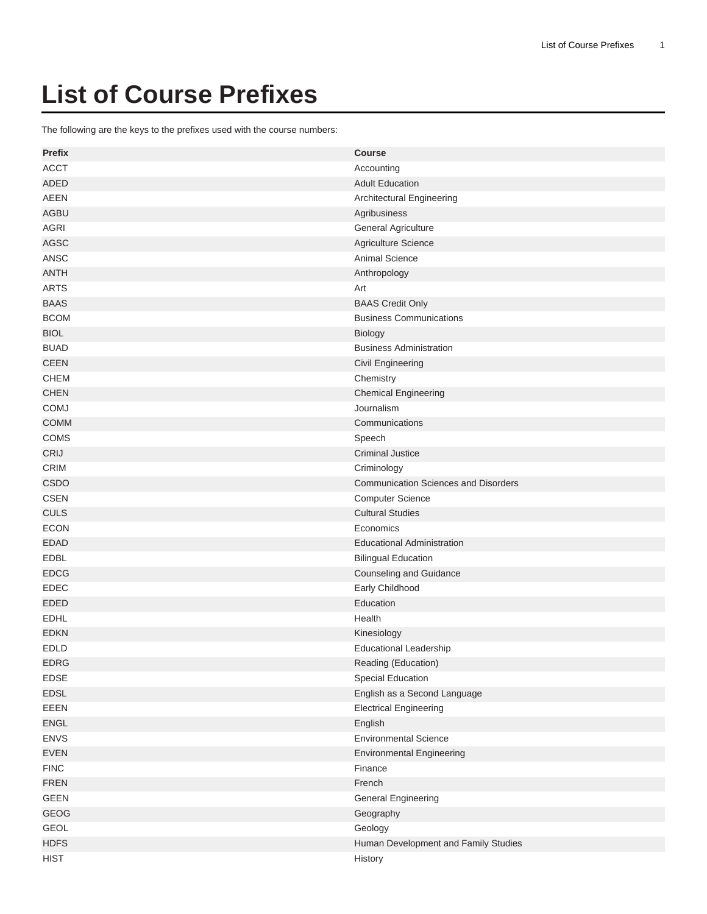# List of Course Prefixes

The following are the keys to the prefixes used with the course numbers:

| Prefix | Course |
| --- | --- |
| ACCT | Accounting |
| ADED | Adult Education |
| AEEN | Architectural Engineering |
| AGBU | Agribusiness |
| AGRI | General Agriculture |
| AGSC | Agriculture Science |
| ANSC | Animal Science |
| ANTH | Anthropology |
| ARTS | Art |
| BAAS | BAAS Credit Only |
| BCOM | Business Communications |
| BIOL | Biology |
| BUAD | Business Administration |
| CEEN | Civil Engineering |
| CHEM | Chemistry |
| CHEN | Chemical Engineering |
| COMJ | Journalism |
| COMM | Communications |
| COMS | Speech |
| CRIJ | Criminal Justice |
| CRIM | Criminology |
| CSDO | Communication Sciences and Disorders |
| CSEN | Computer Science |
| CULS | Cultural Studies |
| ECON | Economics |
| EDAD | Educational Administration |
| EDBL | Bilingual Education |
| EDCG | Counseling and Guidance |
| EDEC | Early Childhood |
| EDED | Education |
| EDHL | Health |
| EDKN | Kinesiology |
| EDLD | Educational Leadership |
| EDRG | Reading (Education) |
| EDSE | Special Education |
| EDSL | English as a Second Language |
| EEEN | Electrical Engineering |
| ENGL | English |
| ENVS | Environmental Science |
| EVEN | Environmental Engineering |
| FINC | Finance |
| FREN | French |
| GEEN | General Engineering |
| GEOG | Geography |
| GEOL | Geology |
| HDFS | Human Development and Family Studies |
| HIST | History |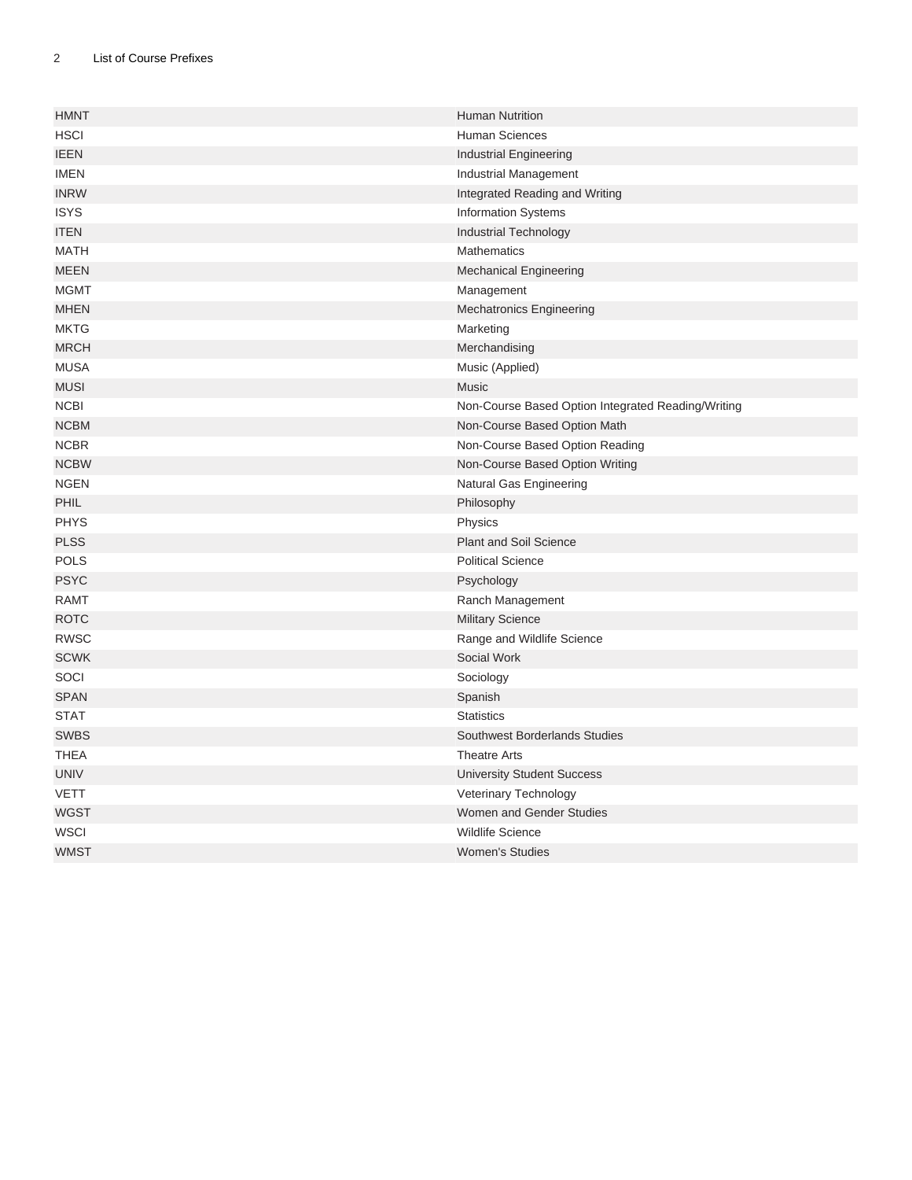| | |
|---|---|
| HMNT | Human Nutrition |
| HSCI | Human Sciences |
| IEEN | Industrial Engineering |
| IMEN | Industrial Management |
| INRW | Integrated Reading and Writing |
| ISYS | Information Systems |
| ITEN | Industrial Technology |
| MATH | Mathematics |
| MEEN | Mechanical Engineering |
| MGMT | Management |
| MHEN | Mechatronics Engineering |
| MKTG | Marketing |
| MRCH | Merchandising |
| MUSA | Music (Applied) |
| MUSI | Music |
| NCBI | Non-Course Based Option Integrated Reading/Writing |
| NCBM | Non-Course Based Option Math |
| NCBR | Non-Course Based Option Reading |
| NCBW | Non-Course Based Option Writing |
| NGEN | Natural Gas Engineering |
| PHIL | Philosophy |
| PHYS | Physics |
| PLSS | Plant and Soil Science |
| POLS | Political Science |
| PSYC | Psychology |
| RAMT | Ranch Management |
| ROTC | Military Science |
| RWSC | Range and Wildlife Science |
| SCWK | Social Work |
| SOCI | Sociology |
| SPAN | Spanish |
| STAT | Statistics |
| SWBS | Southwest Borderlands Studies |
| THEA | Theatre Arts |
| UNIV | University Student Success |
| VETT | Veterinary Technology |
| WGST | Women and Gender Studies |
| WSCI | Wildlife Science |
| WMST | Women's Studies |